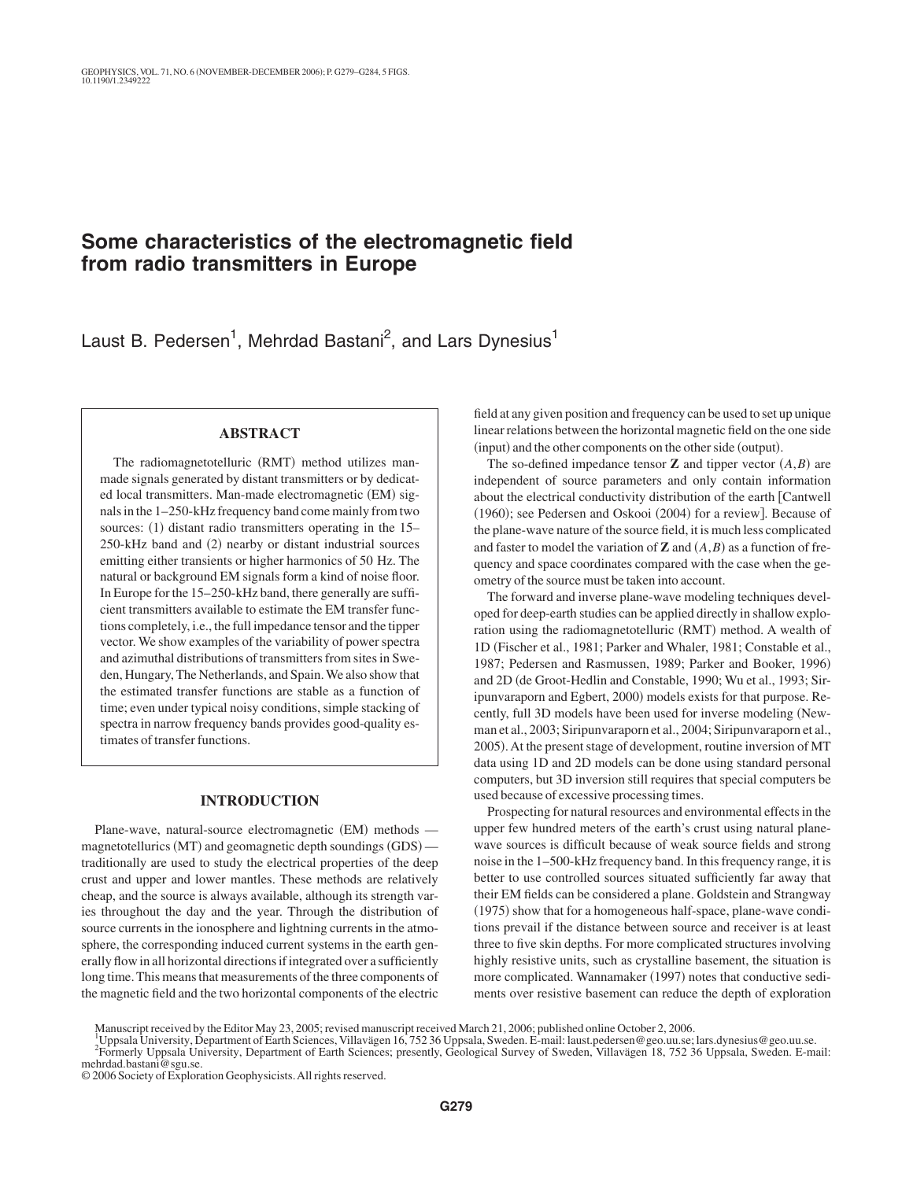# Some characteristics of the electromagnetic field from radio transmitters in Europe

Laust B. Pedersen[1], Mehrdad Bastani[2], and Lars Dynesius[1]

## ABSTRACT

The radiomagnetotelluric (RMT) method utilizes man-made signals generated by distant transmitters or by dedicated local transmitters. Man-made electromagnetic (EM) signals in the 1–250-kHz frequency band come mainly from two sources: (1) distant radio transmitters operating in the 15–250-kHz band and (2) nearby or distant industrial sources emitting either transients or higher harmonics of 50 Hz. The natural or background EM signals form a kind of noise floor. In Europe for the 15–250-kHz band, there generally are sufficient transmitters available to estimate the EM transfer functions completely, i.e., the full impedance tensor and the tipper vector. We show examples of the variability of power spectra and azimuthal distributions of transmitters from sites in Sweden, Hungary, The Netherlands, and Spain. We also show that the estimated transfer functions are stable as a function of time; even under typical noisy conditions, simple stacking of spectra in narrow frequency bands provides good-quality estimates of transfer functions.

## INTRODUCTION

Plane-wave, natural-source electromagnetic (EM) methods — magnetotellurics (MT) and geomagnetic depth soundings (GDS) — traditionally are used to study the electrical properties of the deep crust and upper and lower mantles. These methods are relatively cheap, and the source is always available, although its strength varies throughout the day and the year. Through the distribution of source currents in the ionosphere and lightning currents in the atmosphere, the corresponding induced current systems in the earth generally flow in all horizontal directions if integrated over a sufficiently long time. This means that measurements of the three components of the magnetic field and the two horizontal components of the electric field at any given position and frequency can be used to set up unique linear relations between the horizontal magnetic field on the one side (input) and the other components on the other side (output).

The so-defined impedance tensor $\mathbf{Z}$ and tipper vector $(A,B)$ are independent of source parameters and only contain information about the electrical conductivity distribution of the earth [Cantwell (1960); see Pedersen and Oskooi (2004) for a review]. Because of the plane-wave nature of the source field, it is much less complicated and faster to model the variation of $\mathbf{Z}$ and $(A,B)$ as a function of frequency and space coordinates compared with the case when the geometry of the source must be taken into account.

The forward and inverse plane-wave modeling techniques developed for deep-earth studies can be applied directly in shallow exploration using the radiomagnetotelluric (RMT) method. A wealth of 1D (Fischer et al., 1981; Parker and Whaler, 1981; Constable et al., 1987; Pedersen and Rasmussen, 1989; Parker and Booker, 1996) and 2D (de Groot-Hedlin and Constable, 1990; Wu et al., 1993; Siripunvaraporn and Egbert, 2000) models exists for that purpose. Recently, full 3D models have been used for inverse modeling (Newman et al., 2003; Siripunvaraporn et al., 2004; Siripunvaraporn et al., 2005). At the present stage of development, routine inversion of MT data using 1D and 2D models can be done using standard personal computers, but 3D inversion still requires that special computers be used because of excessive processing times.

Prospecting for natural resources and environmental effects in the upper few hundred meters of the earth's crust using natural plane-wave sources is difficult because of weak source fields and strong noise in the 1–500-kHz frequency band. In this frequency range, it is better to use controlled sources situated sufficiently far away that their EM fields can be considered a plane. Goldstein and Strangway (1975) show that for a homogeneous half-space, plane-wave conditions prevail if the distance between source and receiver is at least three to five skin depths. For more complicated structures involving highly resistive units, such as crystalline basement, the situation is more complicated. Wannamaker (1997) notes that conductive sediments over resistive basement can reduce the depth of exploration

Manuscript received by the Editor May 23, 2005; revised manuscript received March 21, 2006; published online October 2, 2006.

[1]Uppsala University, Department of Earth Sciences, Villavägen 16, 752 36 Uppsala, Sweden. E-mail: laust.pedersen@geo.uu.se; lars.dynesius@geo.uu.se.

[2]Formerly Uppsala University, Department of Earth Sciences; presently, Geological Survey of Sweden, Villavägen 18, 752 36 Uppsala, Sweden. E-mail: mehrdad.bastani@sgu.se.

© 2006 Society of Exploration Geophysicists. All rights reserved.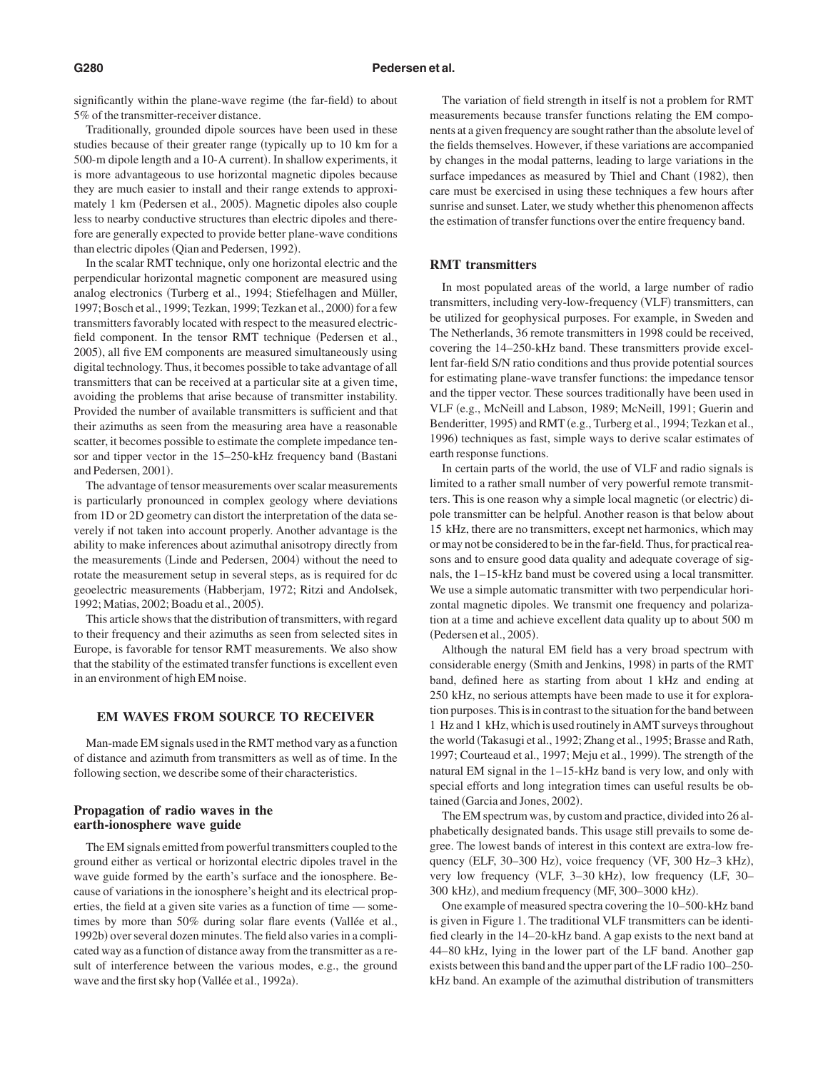significantly within the plane-wave regime (the far-field) to about 5% of the transmitter-receiver distance.

Traditionally, grounded dipole sources have been used in these studies because of their greater range (typically up to 10 km for a 500-m dipole length and a 10-A current). In shallow experiments, it is more advantageous to use horizontal magnetic dipoles because they are much easier to install and their range extends to approximately 1 km (Pedersen et al., 2005). Magnetic dipoles also couple less to nearby conductive structures than electric dipoles and therefore are generally expected to provide better plane-wave conditions than electric dipoles (Qian and Pedersen, 1992).

In the scalar RMT technique, only one horizontal electric and the perpendicular horizontal magnetic component are measured using analog electronics (Turberg et al., 1994; Stiefelhagen and Müller, 1997; Bosch et al., 1999; Tezkan, 1999; Tezkan et al., 2000) for a few transmitters favorably located with respect to the measured electric-field component. In the tensor RMT technique (Pedersen et al., 2005), all five EM components are measured simultaneously using digital technology. Thus, it becomes possible to take advantage of all transmitters that can be received at a particular site at a given time, avoiding the problems that arise because of transmitter instability. Provided the number of available transmitters is sufficient and that their azimuths as seen from the measuring area have a reasonable scatter, it becomes possible to estimate the complete impedance tensor and tipper vector in the 15–250-kHz frequency band (Bastani and Pedersen, 2001).

The advantage of tensor measurements over scalar measurements is particularly pronounced in complex geology where deviations from 1D or 2D geometry can distort the interpretation of the data severely if not taken into account properly. Another advantage is the ability to make inferences about azimuthal anisotropy directly from the measurements (Linde and Pedersen, 2004) without the need to rotate the measurement setup in several steps, as is required for dc geoelectric measurements (Habberjam, 1972; Ritzi and Andolsek, 1992; Matias, 2002; Boadu et al., 2005).

This article shows that the distribution of transmitters, with regard to their frequency and their azimuths as seen from selected sites in Europe, is favorable for tensor RMT measurements. We also show that the stability of the estimated transfer functions is excellent even in an environment of high EM noise.

## EM WAVES FROM SOURCE TO RECEIVER

Man-made EM signals used in the RMT method vary as a function of distance and azimuth from transmitters as well as of time. In the following section, we describe some of their characteristics.

### Propagation of radio waves in the earth-ionosphere wave guide

The EM signals emitted from powerful transmitters coupled to the ground either as vertical or horizontal electric dipoles travel in the wave guide formed by the earth's surface and the ionosphere. Because of variations in the ionosphere's height and its electrical properties, the field at a given site varies as a function of time — sometimes by more than 50% during solar flare events (Vallée et al., 1992b) over several dozen minutes. The field also varies in a complicated way as a function of distance away from the transmitter as a result of interference between the various modes, e.g., the ground wave and the first sky hop (Vallée et al., 1992a).

The variation of field strength in itself is not a problem for RMT measurements because transfer functions relating the EM components at a given frequency are sought rather than the absolute level of the fields themselves. However, if these variations are accompanied by changes in the modal patterns, leading to large variations in the surface impedances as measured by Thiel and Chant (1982), then care must be exercised in using these techniques a few hours after sunrise and sunset. Later, we study whether this phenomenon affects the estimation of transfer functions over the entire frequency band.

### RMT transmitters

In most populated areas of the world, a large number of radio transmitters, including very-low-frequency (VLF) transmitters, can be utilized for geophysical purposes. For example, in Sweden and The Netherlands, 36 remote transmitters in 1998 could be received, covering the 14–250-kHz band. These transmitters provide excellent far-field S/N ratio conditions and thus provide potential sources for estimating plane-wave transfer functions: the impedance tensor and the tipper vector. These sources traditionally have been used in VLF (e.g., McNeill and Labson, 1989; McNeill, 1991; Guerin and Benderitter, 1995) and RMT (e.g., Turberg et al., 1994; Tezkan et al., 1996) techniques as fast, simple ways to derive scalar estimates of earth response functions.

In certain parts of the world, the use of VLF and radio signals is limited to a rather small number of very powerful remote transmitters. This is one reason why a simple local magnetic (or electric) dipole transmitter can be helpful. Another reason is that below about 15 kHz, there are no transmitters, except net harmonics, which may or may not be considered to be in the far-field. Thus, for practical reasons and to ensure good data quality and adequate coverage of signals, the 1–15-kHz band must be covered using a local transmitter. We use a simple automatic transmitter with two perpendicular horizontal magnetic dipoles. We transmit one frequency and polarization at a time and achieve excellent data quality up to about 500 m (Pedersen et al., 2005).

Although the natural EM field has a very broad spectrum with considerable energy (Smith and Jenkins, 1998) in parts of the RMT band, defined here as starting from about 1 kHz and ending at 250 kHz, no serious attempts have been made to use it for exploration purposes. This is in contrast to the situation for the band between 1 Hz and 1 kHz, which is used routinely in AMT surveys throughout the world (Takasugi et al., 1992; Zhang et al., 1995; Brasse and Rath, 1997; Courteaud et al., 1997; Meju et al., 1999). The strength of the natural EM signal in the 1–15-kHz band is very low, and only with special efforts and long integration times can useful results be obtained (Garcia and Jones, 2002).

The EM spectrum was, by custom and practice, divided into 26 alphabetically designated bands. This usage still prevails to some degree. The lowest bands of interest in this context are extra-low frequency (ELF, 30–300 Hz), voice frequency (VF, 300 Hz–3 kHz), very low frequency (VLF, 3–30 kHz), low frequency (LF, 30–300 kHz), and medium frequency (MF, 300–3000 kHz).

One example of measured spectra covering the 10–500-kHz band is given in Figure 1. The traditional VLF transmitters can be identified clearly in the 14–20-kHz band. A gap exists to the next band at 44–80 kHz, lying in the lower part of the LF band. Another gap exists between this band and the upper part of the LF radio 100–250-kHz band. An example of the azimuthal distribution of transmitters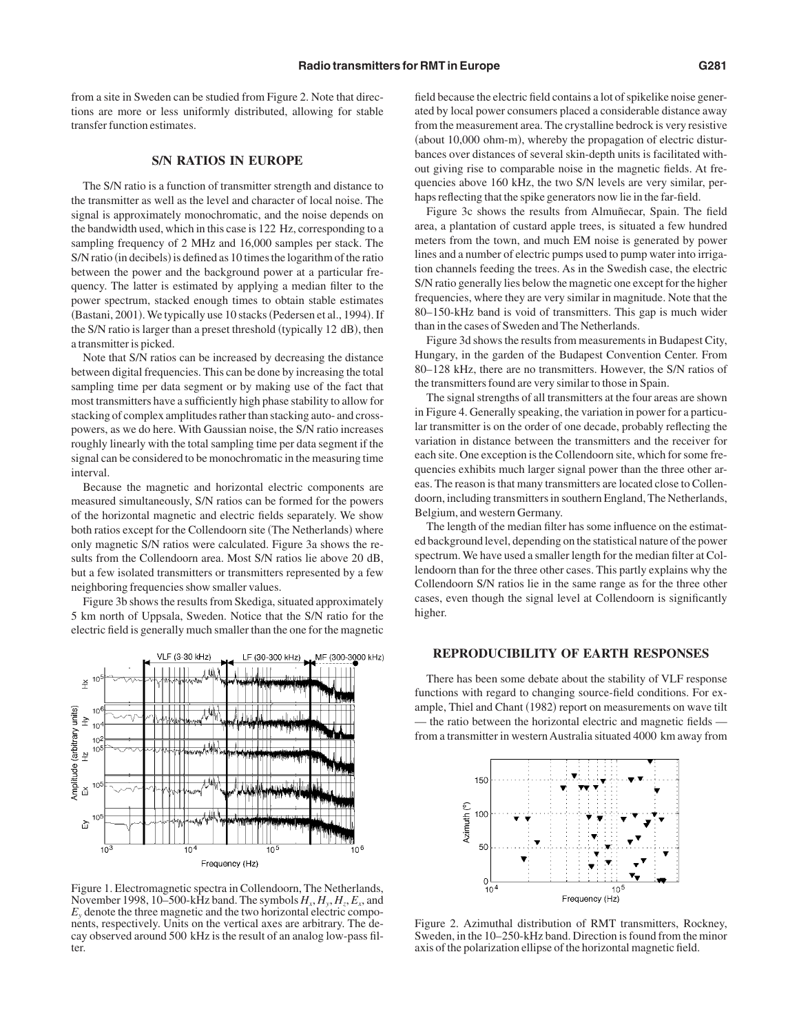from a site in Sweden can be studied from Figure 2. Note that directions are more or less uniformly distributed, allowing for stable transfer function estimates.

## S/N RATIOS IN EUROPE

The S/N ratio is a function of transmitter strength and distance to the transmitter as well as the level and character of local noise. The signal is approximately monochromatic, and the noise depends on the bandwidth used, which in this case is 122 Hz, corresponding to a sampling frequency of 2 MHz and 16,000 samples per stack. The S/N ratio (in decibels) is defined as 10 times the logarithm of the ratio between the power and the background power at a particular frequency. The latter is estimated by applying a median filter to the power spectrum, stacked enough times to obtain stable estimates (Bastani, 2001). We typically use 10 stacks (Pedersen et al., 1994). If the S/N ratio is larger than a preset threshold (typically 12 dB), then a transmitter is picked.

Note that S/N ratios can be increased by decreasing the distance between digital frequencies. This can be done by increasing the total sampling time per data segment or by making use of the fact that most transmitters have a sufficiently high phase stability to allow for stacking of complex amplitudes rather than stacking auto- and cross-powers, as we do here. With Gaussian noise, the S/N ratio increases roughly linearly with the total sampling time per data segment if the signal can be considered to be monochromatic in the measuring time interval.

Because the magnetic and horizontal electric components are measured simultaneously, S/N ratios can be formed for the powers of the horizontal magnetic and electric fields separately. We show both ratios except for the Collendoorn site (The Netherlands) where only magnetic S/N ratios were calculated. Figure 3a shows the results from the Collendoorn area. Most S/N ratios lie above 20 dB, but a few isolated transmitters or transmitters represented by a few neighboring frequencies show smaller values.

Figure 3b shows the results from Skediga, situated approximately 5 km north of Uppsala, Sweden. Notice that the S/N ratio for the electric field is generally much smaller than the one for the magnetic field because the electric field contains a lot of spikelike noise generated by local power consumers placed a considerable distance away from the measurement area. The crystalline bedrock is very resistive (about 10,000 ohm-m), whereby the propagation of electric disturbances over distances of several skin-depth units is facilitated without giving rise to comparable noise in the magnetic fields. At frequencies above 160 kHz, the two S/N levels are very similar, perhaps reflecting that the spike generators now lie in the far-field.

Figure 3c shows the results from Almuñecar, Spain. The field area, a plantation of custard apple trees, is situated a few hundred meters from the town, and much EM noise is generated by power lines and a number of electric pumps used to pump water into irrigation channels feeding the trees. As in the Swedish case, the electric S/N ratio generally lies below the magnetic one except for the higher frequencies, where they are very similar in magnitude. Note that the 80–150-kHz band is void of transmitters. This gap is much wider than in the cases of Sweden and The Netherlands.

Figure 3d shows the results from measurements in Budapest City, Hungary, in the garden of the Budapest Convention Center. From 80–128 kHz, there are no transmitters. However, the S/N ratios of the transmitters found are very similar to those in Spain.

The signal strengths of all transmitters at the four areas are shown in Figure 4. Generally speaking, the variation in power for a particular transmitter is on the order of one decade, probably reflecting the variation in distance between the transmitters and the receiver for each site. One exception is the Collendoorn site, which for some frequencies exhibits much larger signal power than the three other areas. The reason is that many transmitters are located close to Collendoorn, including transmitters in southern England, The Netherlands, Belgium, and western Germany.

The length of the median filter has some influence on the estimated background level, depending on the statistical nature of the power spectrum. We have used a smaller length for the median filter at Collendoorn than for the three other cases. This partly explains why the Collendoorn S/N ratios lie in the same range as for the three other cases, even though the signal level at Collendoorn is significantly higher.

Figure 1. Electromagnetic spectra in Collendoorn, The Netherlands, November 1998, 10–500-kHz band. The symbols $H_x$, $H_y$, $H_z$, $E_x$, and $E_y$ denote the three magnetic and the two horizontal electric components, respectively. Units on the vertical axes are arbitrary. The decay observed around 500 kHz is the result of an analog low-pass filter.

## REPRODUCIBILITY OF EARTH RESPONSES

There has been some debate about the stability of VLF response functions with regard to changing source-field conditions. For example, Thiel and Chant (1982) report on measurements on wave tilt — the ratio between the horizontal electric and magnetic fields — from a transmitter in western Australia situated 4000 km away from

Figure 2. Azimuthal distribution of RMT transmitters, Rockney, Sweden, in the 10–250-kHz band. Direction is found from the minor axis of the polarization ellipse of the horizontal magnetic field.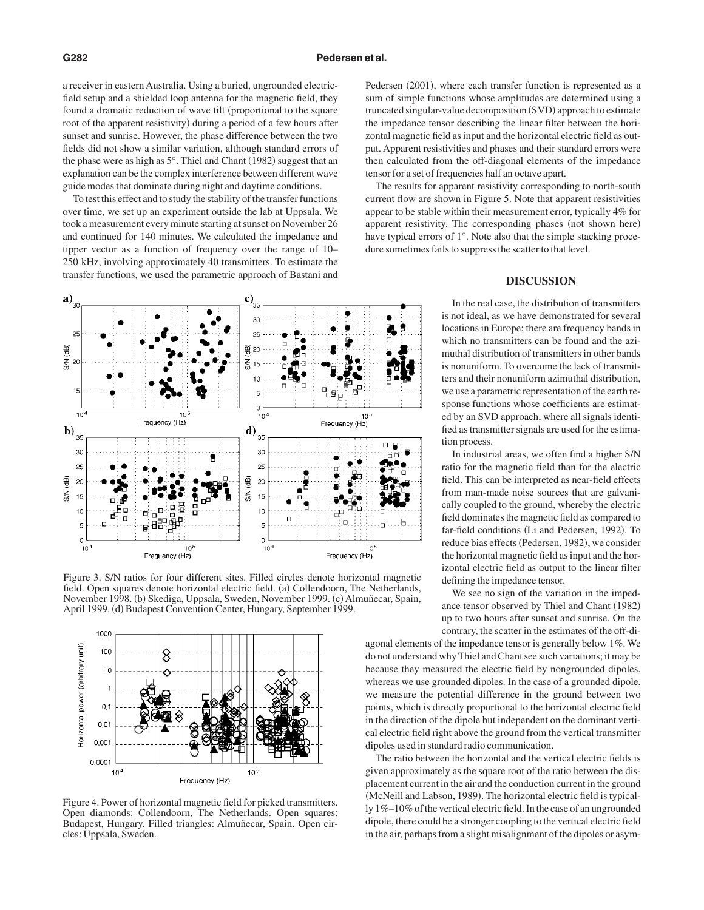a receiver in eastern Australia. Using a buried, ungrounded electric-field setup and a shielded loop antenna for the magnetic field, they found a dramatic reduction of wave tilt (proportional to the square root of the apparent resistivity) during a period of a few hours after sunset and sunrise. However, the phase difference between the two fields did not show a similar variation, although standard errors of the phase were as high as 5°. Thiel and Chant (1982) suggest that an explanation can be the complex interference between different wave guide modes that dominate during night and daytime conditions.

To test this effect and to study the stability of the transfer functions over time, we set up an experiment outside the lab at Uppsala. We took a measurement every minute starting at sunset on November 26 and continued for 140 minutes. We calculated the impedance and tipper vector as a function of frequency over the range of 10–250 kHz, involving approximately 40 transmitters. To estimate the transfer functions, we used the parametric approach of Bastani and Pedersen (2001), where each transfer function is represented as a sum of simple functions whose amplitudes are determined using a truncated singular-value decomposition (SVD) approach to estimate the impedance tensor describing the linear filter between the horizontal magnetic field as input and the horizontal electric field as output. Apparent resistivities and phases and their standard errors were then calculated from the off-diagonal elements of the impedance tensor for a set of frequencies half an octave apart.

The results for apparent resistivity corresponding to north-south current flow are shown in Figure 5. Note that apparent resistivities appear to be stable within their measurement error, typically 4% for apparent resistivity. The corresponding phases (not shown here) have typical errors of 1°. Note also that the simple stacking procedure sometimes fails to suppress the scatter to that level.

Figure 3. S/N ratios for four different sites. Filled circles denote horizontal magnetic field. Open squares denote horizontal electric field. (a) Collendoorn, The Netherlands, November 1998. (b) Skediga, Uppsala, Sweden, November 1999. (c) Almuñecar, Spain, April 1999. (d) Budapest Convention Center, Hungary, September 1999.

Figure 4. Power of horizontal magnetic field for picked transmitters. Open diamonds: Collendoorn, The Netherlands. Open squares: Budapest, Hungary. Filled triangles: Almuñecar, Spain. Open circles: Uppsala, Sweden.

## DISCUSSION

In the real case, the distribution of transmitters is not ideal, as we have demonstrated for several locations in Europe; there are frequency bands in which no transmitters can be found and the azimuthal distribution of transmitters in other bands is nonuniform. To overcome the lack of transmitters and their nonuniform azimuthal distribution, we use a parametric representation of the earth response functions whose coefficients are estimated by an SVD approach, where all signals identified as transmitter signals are used for the estimation process.

In industrial areas, we often find a higher S/N ratio for the magnetic field than for the electric field. This can be interpreted as near-field effects from man-made noise sources that are galvanically coupled to the ground, whereby the electric field dominates the magnetic field as compared to far-field conditions (Li and Pedersen, 1992). To reduce bias effects (Pedersen, 1982), we consider the horizontal magnetic field as input and the horizontal electric field as output to the linear filter defining the impedance tensor.

We see no sign of the variation in the impedance tensor observed by Thiel and Chant (1982) up to two hours after sunset and sunrise. On the contrary, the scatter in the estimates of the off-diagonal elements of the impedance tensor is generally below 1%. We do not understand why Thiel and Chant see such variations; it may be because they measured the electric field by nongrounded dipoles, whereas we use grounded dipoles. In the case of a grounded dipole, we measure the potential difference in the ground between two points, which is directly proportional to the horizontal electric field in the direction of the dipole but independent on the dominant vertical electric field right above the ground from the vertical transmitter dipoles used in standard radio communication.

The ratio between the horizontal and the vertical electric fields is given approximately as the square root of the ratio between the displacement current in the air and the conduction current in the ground (McNeill and Labson, 1989). The horizontal electric field is typically 1%–10% of the vertical electric field. In the case of an ungrounded dipole, there could be a stronger coupling to the vertical electric field in the air, perhaps from a slight misalignment of the dipoles or asym-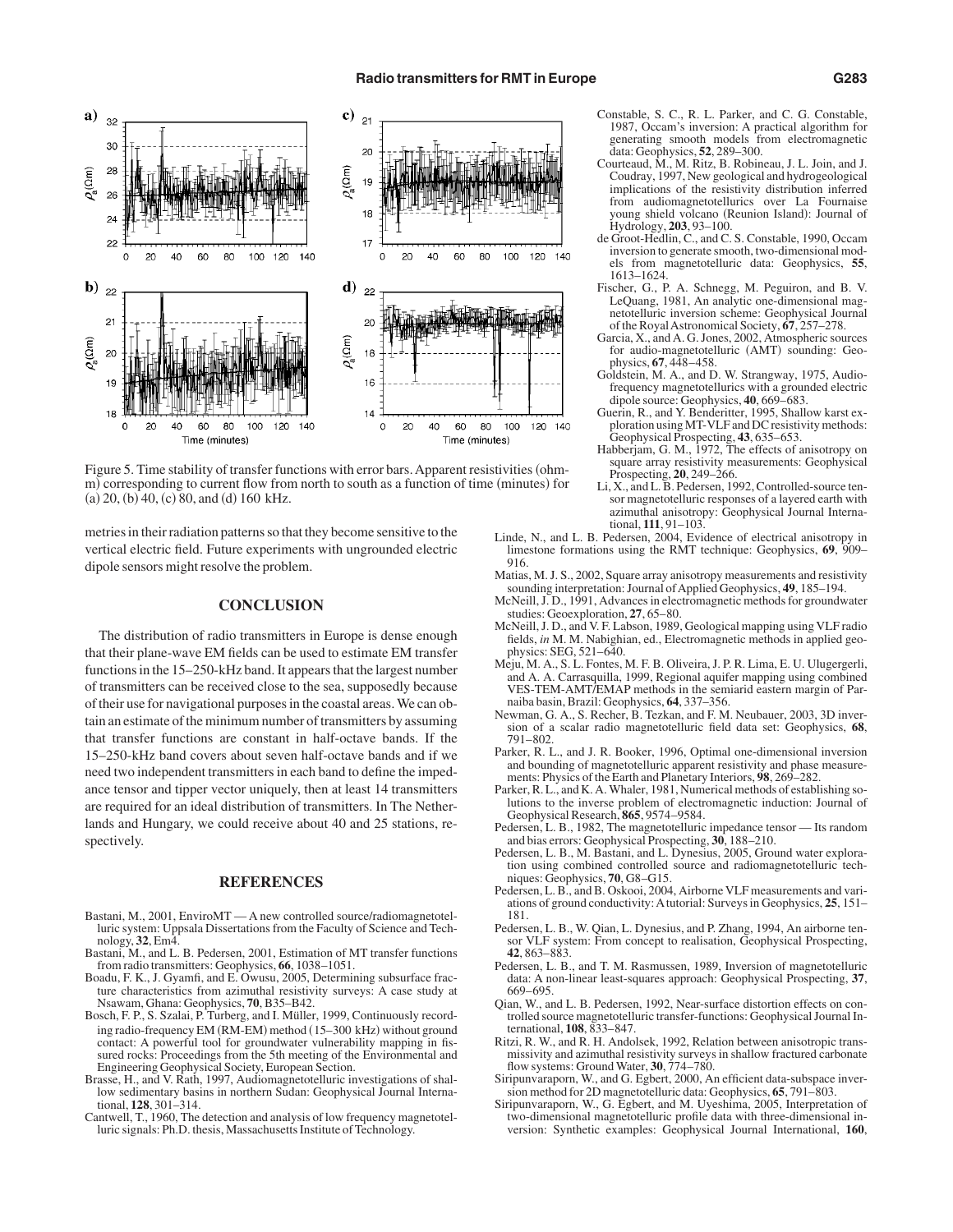Figure 5. Time stability of transfer functions with error bars. Apparent resistivities (ohm-m) corresponding to current flow from north to south as a function of time (minutes) for (a) 20, (b) 40, (c) 80, and (d) 160 kHz.

metries in their radiation patterns so that they become sensitive to the vertical electric field. Future experiments with ungrounded electric dipole sensors might resolve the problem.

## CONCLUSION

The distribution of radio transmitters in Europe is dense enough that their plane-wave EM fields can be used to estimate EM transfer functions in the 15–250-kHz band. It appears that the largest number of transmitters can be received close to the sea, supposedly because of their use for navigational purposes in the coastal areas. We can obtain an estimate of the minimum number of transmitters by assuming that transfer functions are constant in half-octave bands. If the 15–250-kHz band covers about seven half-octave bands and if we need two independent transmitters in each band to define the impedance tensor and tipper vector uniquely, then at least 14 transmitters are required for an ideal distribution of transmitters. In The Netherlands and Hungary, we could receive about 40 and 25 stations, respectively.

## REFERENCES

Bastani, M., 2001, EnviroMT — A new controlled source/radiomagnetotelluric system: Uppsala Dissertations from the Faculty of Science and Technology, **32**, Em4.

Bastani, M., and L. B. Pedersen, 2001, Estimation of MT transfer functions from radio transmitters: Geophysics, **66**, 1038–1051.

Boadu, F. K., J. Gyamfi, and E. Owusu, 2005, Determining subsurface fracture characteristics from azimuthal resistivity surveys: A case study at Nsawam, Ghana: Geophysics, **70**, B35–B42.

Bosch, F. P., S. Szalai, P. Turberg, and I. Müller, 1999, Continuously recording radio-frequency EM (RM-EM) method (15–300 kHz) without ground contact: A powerful tool for groundwater vulnerability mapping in fissured rocks: Proceedings from the 5th meeting of the Environmental and Engineering Geophysical Society, European Section.

Brasse, H., and V. Rath, 1997, Audiomagnetotelluric investigations of shallow sedimentary basins in northern Sudan: Geophysical Journal International, **128**, 301–314.

Cantwell, T., 1960, The detection and analysis of low frequency magnetotelluric signals: Ph.D. thesis, Massachusetts Institute of Technology.

Constable, S. C., R. L. Parker, and C. G. Constable, 1987, Occam's inversion: A practical algorithm for generating smooth models from electromagnetic data: Geophysics, **52**, 289–300.

Courteaud, M., M. Ritz, B. Robineau, J. L. Join, and J. Coudray, 1997, New geological and hydrogeological implications of the resistivity distribution inferred from audiomagnetotellurics over La Fournaise young shield volcano (Reunion Island): Journal of Hydrology, **203**, 93–100.

de Groot-Hedlin, C., and C. S. Constable, 1990, Occam inversion to generate smooth, two-dimensional models from magnetotelluric data: Geophysics, **55**, 1613–1624.

Fischer, G., P. A. Schnegg, M. Peguiron, and B. V. LeQuang, 1981, An analytic one-dimensional magnetotelluric inversion scheme: Geophysical Journal of the Royal Astronomical Society, **67**, 257–278.

Garcia, X., and A. G. Jones, 2002, Atmospheric sources for audio-magnetotelluric (AMT) sounding: Geophysics, **67**, 448–458.

Goldstein, M. A., and D. W. Strangway, 1975, Audio-frequency magnetotellurics with a grounded electric dipole source: Geophysics, **40**, 669–683.

Guerin, R., and Y. Benderitter, 1995, Shallow karst exploration using MT-VLF and DC resistivity methods: Geophysical Prospecting, **43**, 635–653.

Habberjam, G. M., 1972, The effects of anisotropy on square array resistivity measurements: Geophysical Prospecting, **20**, 249–266.

Li, X., and L. B. Pedersen, 1992, Controlled-source tensor magnetotelluric responses of a layered earth with azimuthal anisotropy: Geophysical Journal International, **111**, 91–103.

Linde, N., and L. B. Pedersen, 2004, Evidence of electrical anisotropy in limestone formations using the RMT technique: Geophysics, **69**, 909–916.

Matias, M. J. S., 2002, Square array anisotropy measurements and resistivity sounding interpretation: Journal of Applied Geophysics, **49**, 185–194.

McNeill, J. D., 1991, Advances in electromagnetic methods for groundwater studies: Geoexploration, **27**, 65–80.

McNeill, J. D., and V. F. Labson, 1989, Geological mapping using VLF radio fields, *in* M. M. Nabighian, ed., Electromagnetic methods in applied geophysics: SEG, 521–640.

Meju, M. A., S. L. Fontes, M. F. B. Oliveira, J. P. R. Lima, E. U. Ulugergerli, and A. A. Carrasquilla, 1999, Regional aquifer mapping using combined VES-TEM-AMT/EMAP methods in the semiarid eastern margin of Parnaiba basin, Brazil: Geophysics, **64**, 337–356.

Newman, G. A., S. Recher, B. Tezkan, and F. M. Neubauer, 2003, 3D inversion of a scalar radio magnetotelluric field data set: Geophysics, **68**, 791–802.

Parker, R. L., and J. R. Booker, 1996, Optimal one-dimensional inversion and bounding of magnetotelluric apparent resistivity and phase measurements: Physics of the Earth and Planetary Interiors, **98**, 269–282.

Parker, R. L., and K. A. Whaler, 1981, Numerical methods of establishing solutions to the inverse problem of electromagnetic induction: Journal of Geophysical Research, **865**, 9574–9584.

Pedersen, L. B., 1982, The magnetotelluric impedance tensor — Its random and bias errors: Geophysical Prospecting, **30**, 188–210.

Pedersen, L. B., M. Bastani, and L. Dynesius, 2005, Ground water exploration using combined controlled source and radiomagnetotelluric techniques: Geophysics, **70**, G8–G15.

Pedersen, L. B., and B. Oskooi, 2004, Airborne VLF measurements and variations of ground conductivity: A tutorial: Surveys in Geophysics, **25**, 151–181.

Pedersen, L. B., W. Qian, L. Dynesius, and P. Zhang, 1994, An airborne tensor VLF system: From concept to realisation, Geophysical Prospecting, **42**, 863–883.

Pedersen, L. B., and T. M. Rasmussen, 1989, Inversion of magnetotelluric data: A non-linear least-squares approach: Geophysical Prospecting, **37**, 669–695.

Qian, W., and L. B. Pedersen, 1992, Near-surface distortion effects on controlled source magnetotelluric transfer-functions: Geophysical Journal International, **108**, 833–847.

Ritzi, R. W., and R. H. Andolsek, 1992, Relation between anisotropic transmissivity and azimuthal resistivity surveys in shallow fractured carbonate flow systems: Ground Water, **30**, 774–780.

Siripunvaraporn, W., and G. Egbert, 2000, An efficient data-subspace inversion method for 2D magnetotelluric data: Geophysics, **65**, 791–803.

Siripunvaraporn, W., G. Egbert, and M. Uyeshima, 2005, Interpretation of two-dimensional magnetotelluric profile data with three-dimensional inversion: Synthetic examples: Geophysical Journal International, **160**,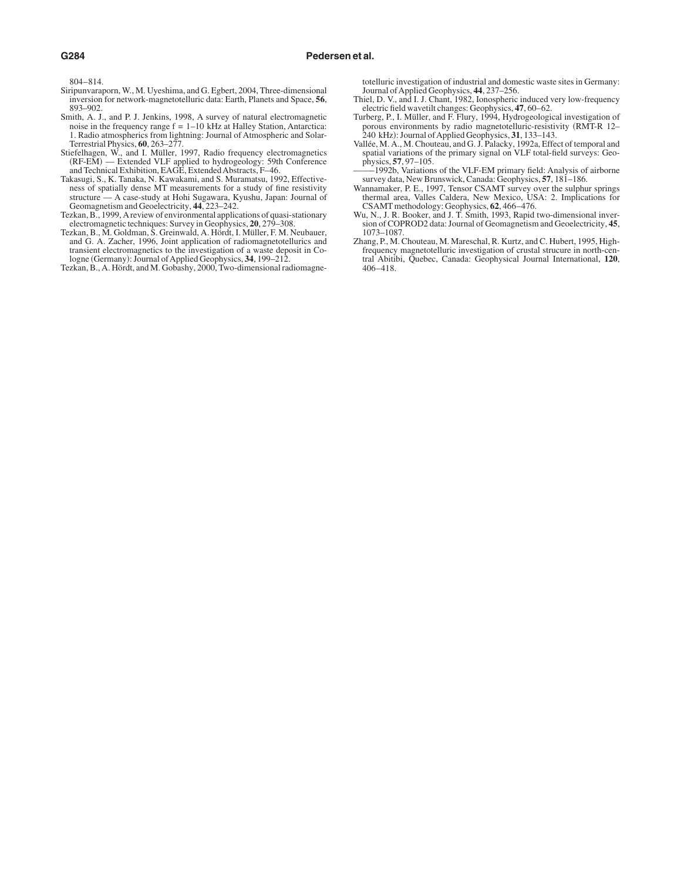804–814.

Siripunvaraporn, W., M. Uyeshima, and G. Egbert, 2004, Three-dimensional inversion for network-magnetotelluric data: Earth, Planets and Space, **56**, 893–902.

Smith, A. J., and P. J. Jenkins, 1998, A survey of natural electromagnetic noise in the frequency range f = 1–10 kHz at Halley Station, Antarctica: 1. Radio atmospherics from lightning: Journal of Atmospheric and Solar-Terrestrial Physics, **60**, 263–277.

Stiefelhagen, W., and I. Müller, 1997, Radio frequency electromagnetics (RF-EM) — Extended VLF applied to hydrogeology: 59th Conference and Technical Exhibition, EAGE, Extended Abstracts, F–46.

Takasugi, S., K. Tanaka, N. Kawakami, and S. Muramatsu, 1992, Effectiveness of spatially dense MT measurements for a study of fine resistivity structure — A case-study at Hohi Sugawara, Kyushu, Japan: Journal of Geomagnetism and Geoelectricity, **44**, 223–242.

Tezkan, B., 1999, A review of environmental applications of quasi-stationary electromagnetic techniques: Survey in Geophysics, **20**, 279–308.

Tezkan, B., M. Goldman, S. Greinwald, A. Hördt, I. Müller, F. M. Neubauer, and G. A. Zacher, 1996, Joint application of radiomagnetotellurics and transient electromagnetics to the investigation of a waste deposit in Cologne (Germany): Journal of Applied Geophysics, **34**, 199–212.

Tezkan, B., A. Hördt, and M. Gobashy, 2000, Two-dimensional radiomagnetotelluric investigation of industrial and domestic waste sites in Germany: Journal of Applied Geophysics, **44**, 237–256.

Thiel, D. V., and I. J. Chant, 1982, Ionospheric induced very low-frequency electric field wavetilt changes: Geophysics, **47**, 60–62.

Turberg, P., I. Müller, and F. Flury, 1994, Hydrogeological investigation of porous environments by radio magnetotelluric-resistivity (RMT-R 12–240 kHz): Journal of Applied Geophysics, **31**, 133–143.

Vallée, M. A., M. Chouteau, and G. J. Palacky, 1992a, Effect of temporal and spatial variations of the primary signal on VLF total-field surveys: Geophysics, **57**, 97–105.

———1992b, Variations of the VLF-EM primary field: Analysis of airborne survey data, New Brunswick, Canada: Geophysics, **57**, 181–186.

Wannamaker, P. E., 1997, Tensor CSAMT survey over the sulphur springs thermal area, Valles Caldera, New Mexico, USA: 2. Implications for CSAMT methodology: Geophysics, **62**, 466–476.

Wu, N., J. R. Booker, and J. T. Smith, 1993, Rapid two-dimensional inversion of COPROD2 data: Journal of Geomagnetism and Geoelectricity, **45**, 1073–1087.

Zhang, P., M. Chouteau, M. Mareschal, R. Kurtz, and C. Hubert, 1995, High-frequency magnetotelluric investigation of crustal strucure in north-central Abitibi, Quebec, Canada: Geophysical Journal International, **120**, 406–418.